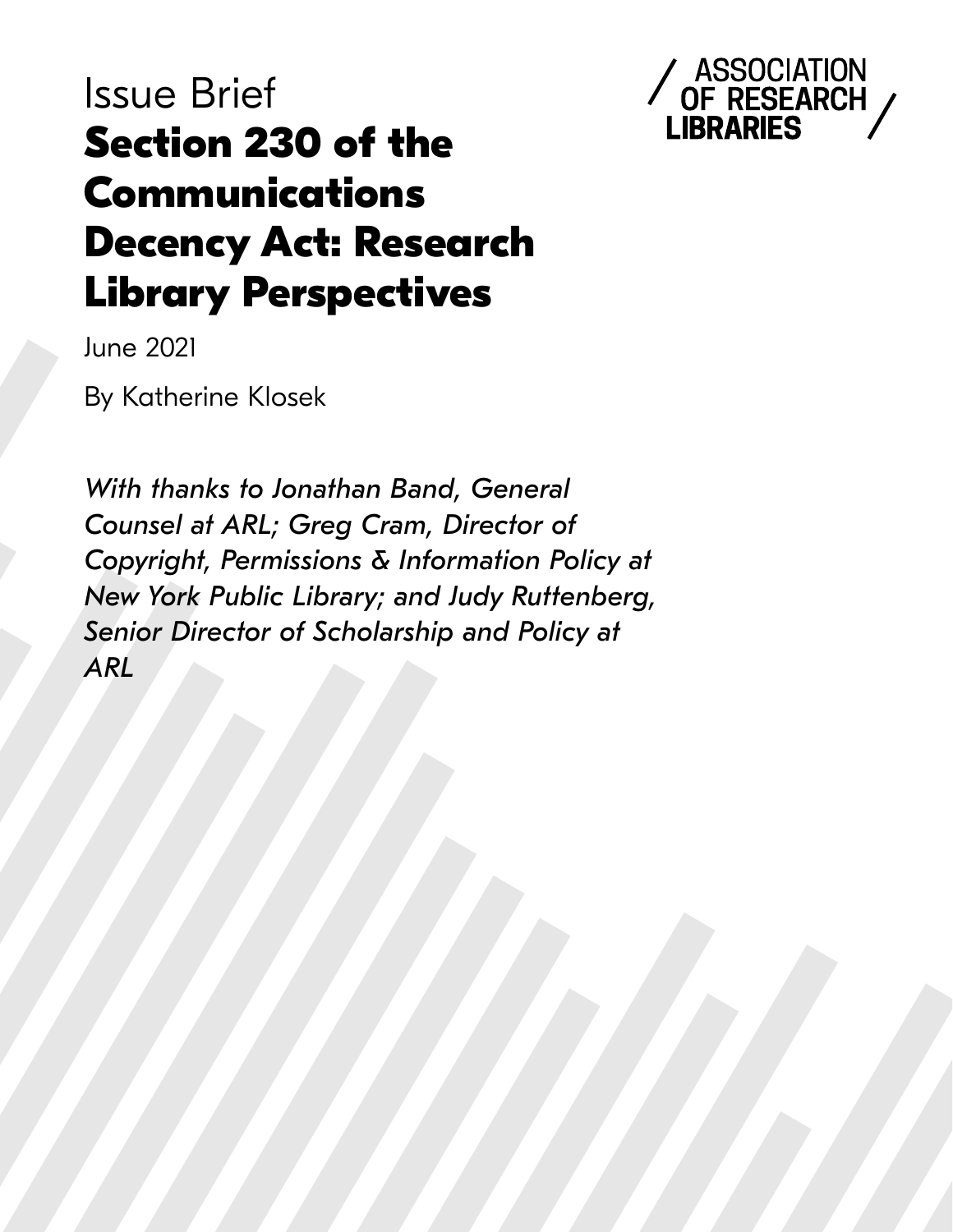Issue Brief

# Section 230 of the Communications Decency Act: Research Library Perspectives

ASSOCIATION OF RESEARCH LIBRARIES

June 2021

By Katherine Klosek

*With thanks to Jonathan Band, General Counsel at ARL; Greg Cram, Director of Copyright, Permissions & Information Policy at New York Public Library; and Judy Ruttenberg, Senior Director of Scholarship and Policy at ARL*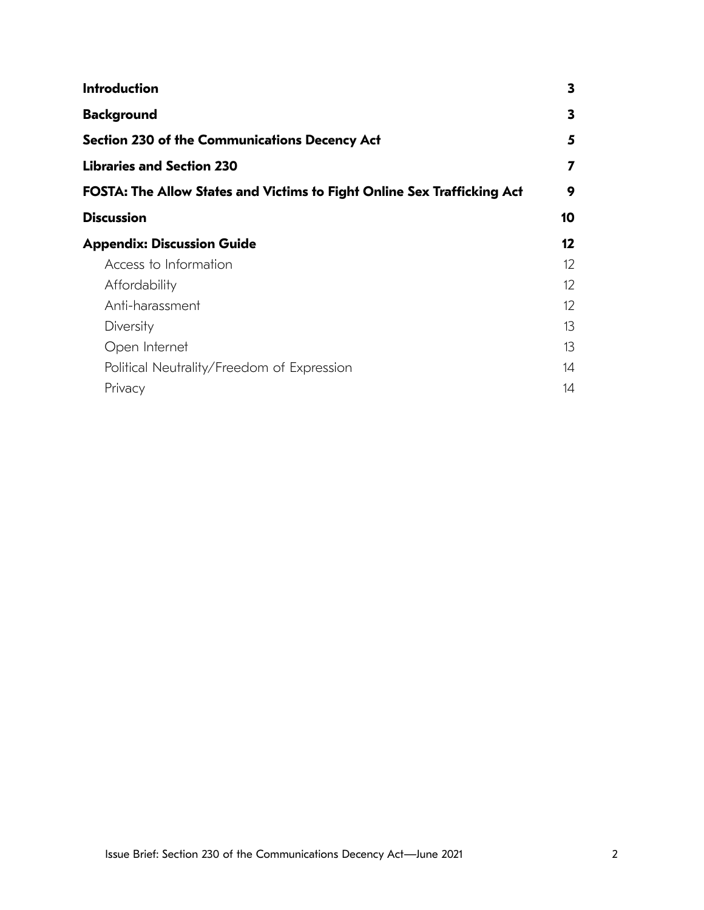| | |
|---|---|
| **Introduction** | **3** |
| **Background** | **3** |
| **Section 230 of the Communications Decency Act** | **5** |
| **Libraries and Section 230** | **7** |
| **FOSTA: The Allow States and Victims to Fight Online Sex Trafficking Act** | **9** |
| **Discussion** | **10** |
| **Appendix: Discussion Guide** | **12** |
| Access to Information | 12 |
| Affordability | 12 |
| Anti-harassment | 12 |
| Diversity | 13 |
| Open Internet | 13 |
| Political Neutrality/Freedom of Expression | 14 |
| Privacy | 14 |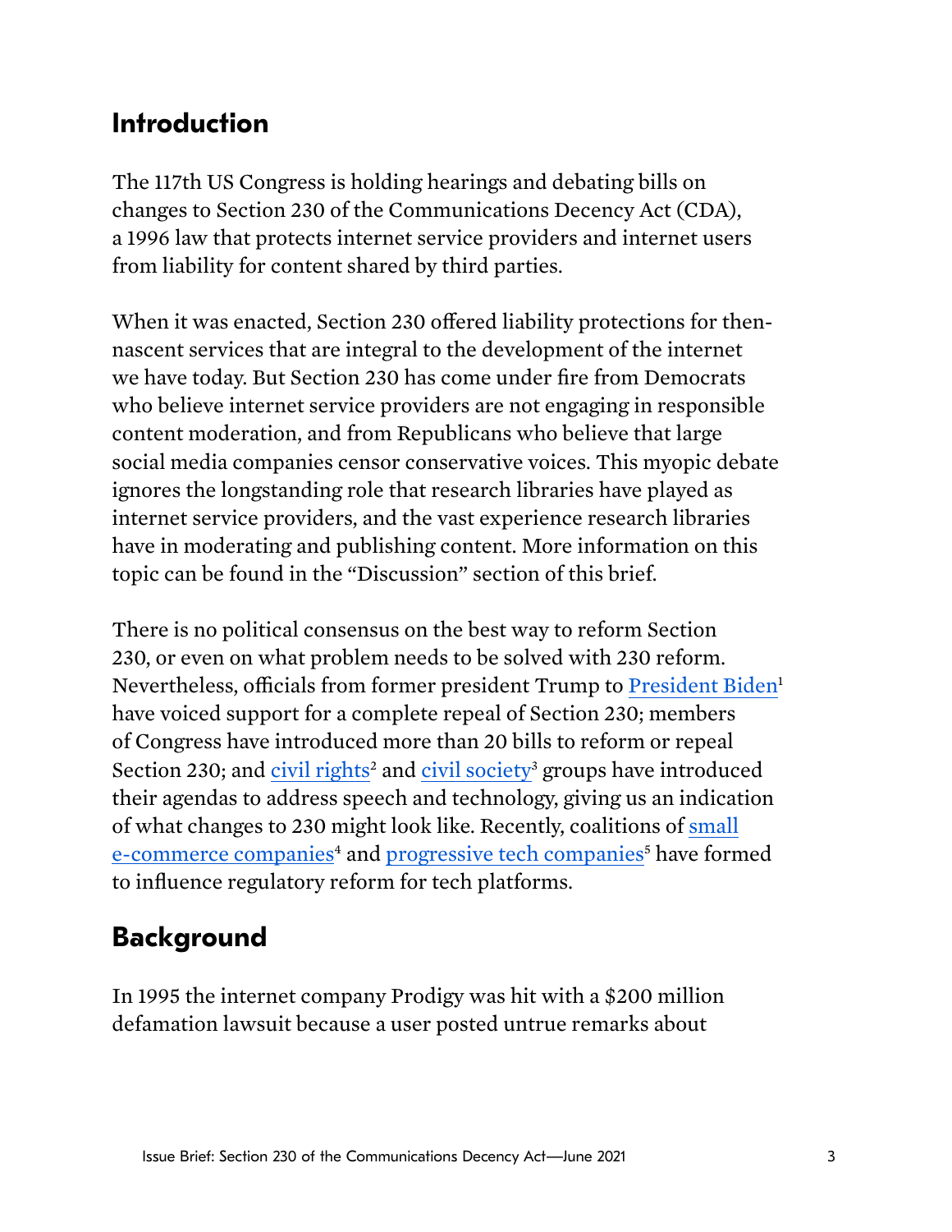## Introduction

The 117th US Congress is holding hearings and debating bills on changes to Section 230 of the Communications Decency Act (CDA), a 1996 law that protects internet service providers and internet users from liability for content shared by third parties.

When it was enacted, Section 230 offered liability protections for then-nascent services that are integral to the development of the internet we have today. But Section 230 has come under fire from Democrats who believe internet service providers are not engaging in responsible content moderation, and from Republicans who believe that large social media companies censor conservative voices. This myopic debate ignores the longstanding role that research libraries have played as internet service providers, and the vast experience research libraries have in moderating and publishing content. More information on this topic can be found in the "Discussion" section of this brief.

There is no political consensus on the best way to reform Section 230, or even on what problem needs to be solved with 230 reform. Nevertheless, officials from former president Trump to President Biden[1] have voiced support for a complete repeal of Section 230; members of Congress have introduced more than 20 bills to reform or repeal Section 230; and civil rights[2] and civil society[3] groups have introduced their agendas to address speech and technology, giving us an indication of what changes to 230 might look like. Recently, coalitions of small e-commerce companies[4] and progressive tech companies[5] have formed to influence regulatory reform for tech platforms.

## Background

In 1995 the internet company Prodigy was hit with a $200 million defamation lawsuit because a user posted untrue remarks about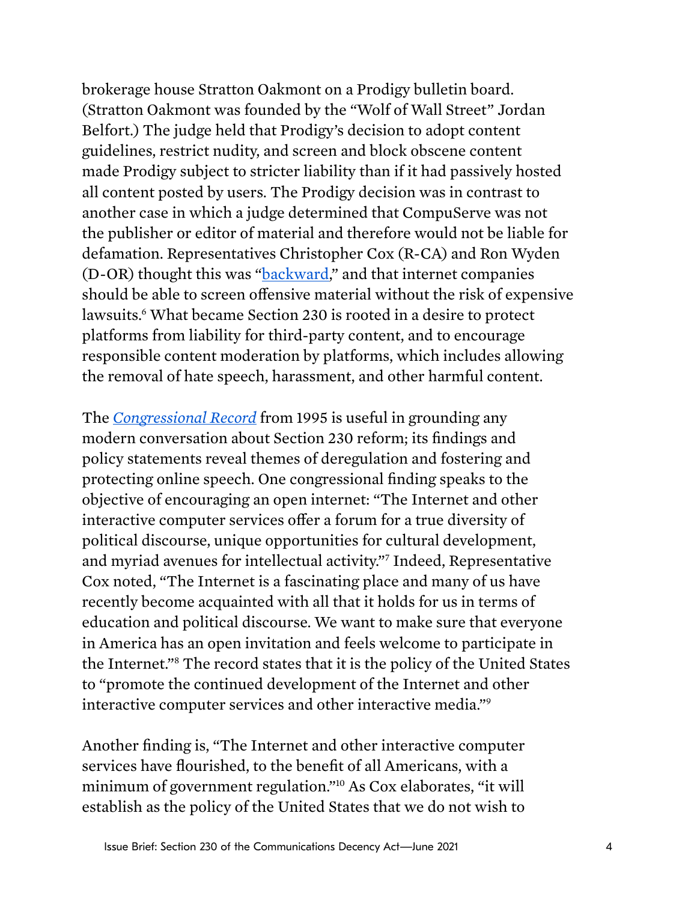brokerage house Stratton Oakmont on a Prodigy bulletin board. (Stratton Oakmont was founded by the "Wolf of Wall Street" Jordan Belfort.) The judge held that Prodigy's decision to adopt content guidelines, restrict nudity, and screen and block obscene content made Prodigy subject to stricter liability than if it had passively hosted all content posted by users. The Prodigy decision was in contrast to another case in which a judge determined that CompuServe was not the publisher or editor of material and therefore would not be liable for defamation. Representatives Christopher Cox (R-CA) and Ron Wyden (D-OR) thought this was "backward," and that internet companies should be able to screen offensive material without the risk of expensive lawsuits.[6] What became Section 230 is rooted in a desire to protect platforms from liability for third-party content, and to encourage responsible content moderation by platforms, which includes allowing the removal of hate speech, harassment, and other harmful content.

The *Congressional Record* from 1995 is useful in grounding any modern conversation about Section 230 reform; its findings and policy statements reveal themes of deregulation and fostering and protecting online speech. One congressional finding speaks to the objective of encouraging an open internet: "The Internet and other interactive computer services offer a forum for a true diversity of political discourse, unique opportunities for cultural development, and myriad avenues for intellectual activity."[7] Indeed, Representative Cox noted, "The Internet is a fascinating place and many of us have recently become acquainted with all that it holds for us in terms of education and political discourse. We want to make sure that everyone in America has an open invitation and feels welcome to participate in the Internet."[8] The record states that it is the policy of the United States to "promote the continued development of the Internet and other interactive computer services and other interactive media."[9]

Another finding is, "The Internet and other interactive computer services have flourished, to the benefit of all Americans, with a minimum of government regulation."[10] As Cox elaborates, "it will establish as the policy of the United States that we do not wish to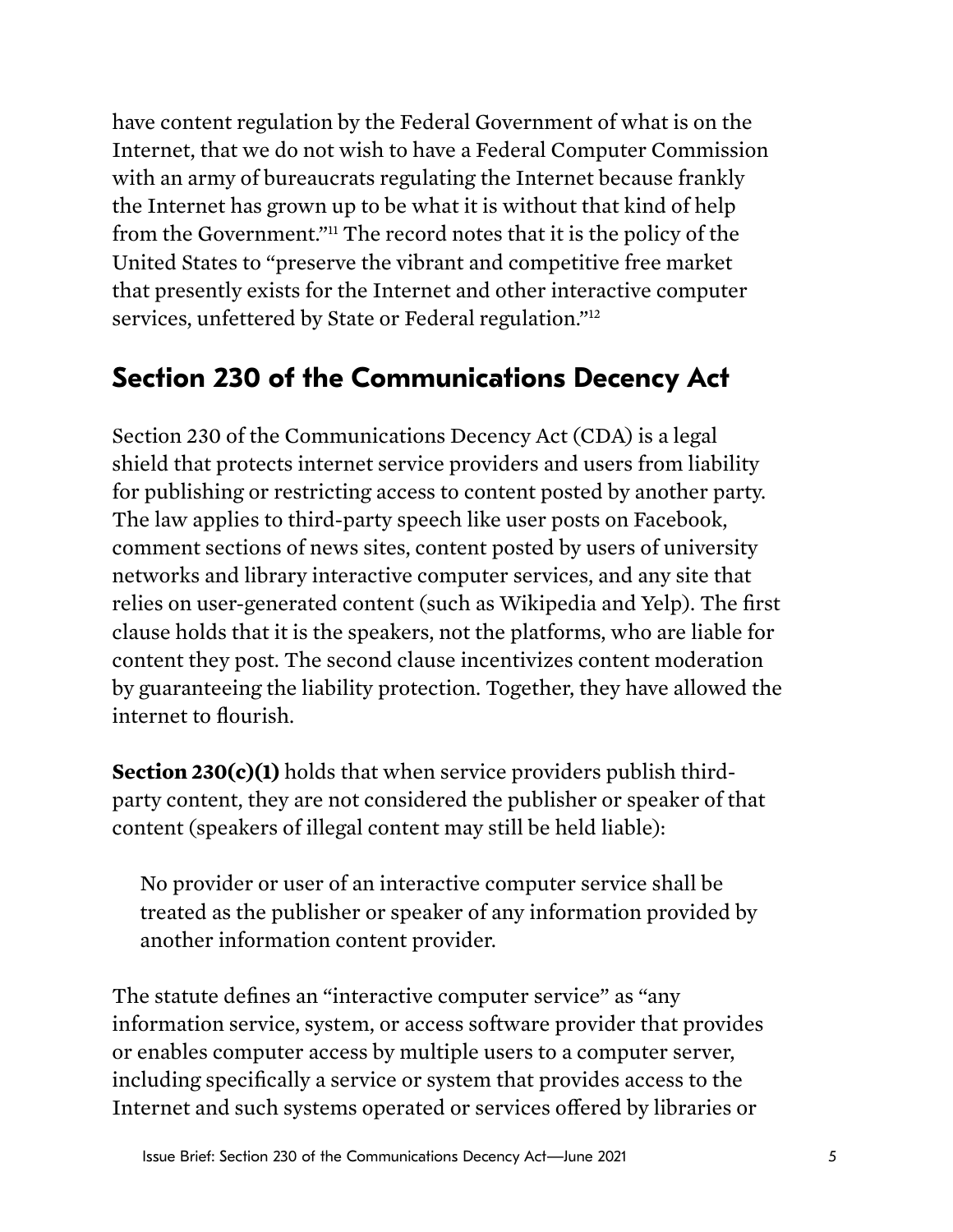have content regulation by the Federal Government of what is on the Internet, that we do not wish to have a Federal Computer Commission with an army of bureaucrats regulating the Internet because frankly the Internet has grown up to be what it is without that kind of help from the Government."[11] The record notes that it is the policy of the United States to "preserve the vibrant and competitive free market that presently exists for the Internet and other interactive computer services, unfettered by State or Federal regulation."[12]

## Section 230 of the Communications Decency Act

Section 230 of the Communications Decency Act (CDA) is a legal shield that protects internet service providers and users from liability for publishing or restricting access to content posted by another party. The law applies to third-party speech like user posts on Facebook, comment sections of news sites, content posted by users of university networks and library interactive computer services, and any site that relies on user-generated content (such as Wikipedia and Yelp). The first clause holds that it is the speakers, not the platforms, who are liable for content they post. The second clause incentivizes content moderation by guaranteeing the liability protection. Together, they have allowed the internet to flourish.

**Section 230(c)(1)** holds that when service providers publish third-party content, they are not considered the publisher or speaker of that content (speakers of illegal content may still be held liable):

> No provider or user of an interactive computer service shall be treated as the publisher or speaker of any information provided by another information content provider.

The statute defines an "interactive computer service" as "any information service, system, or access software provider that provides or enables computer access by multiple users to a computer server, including specifically a service or system that provides access to the Internet and such systems operated or services offered by libraries or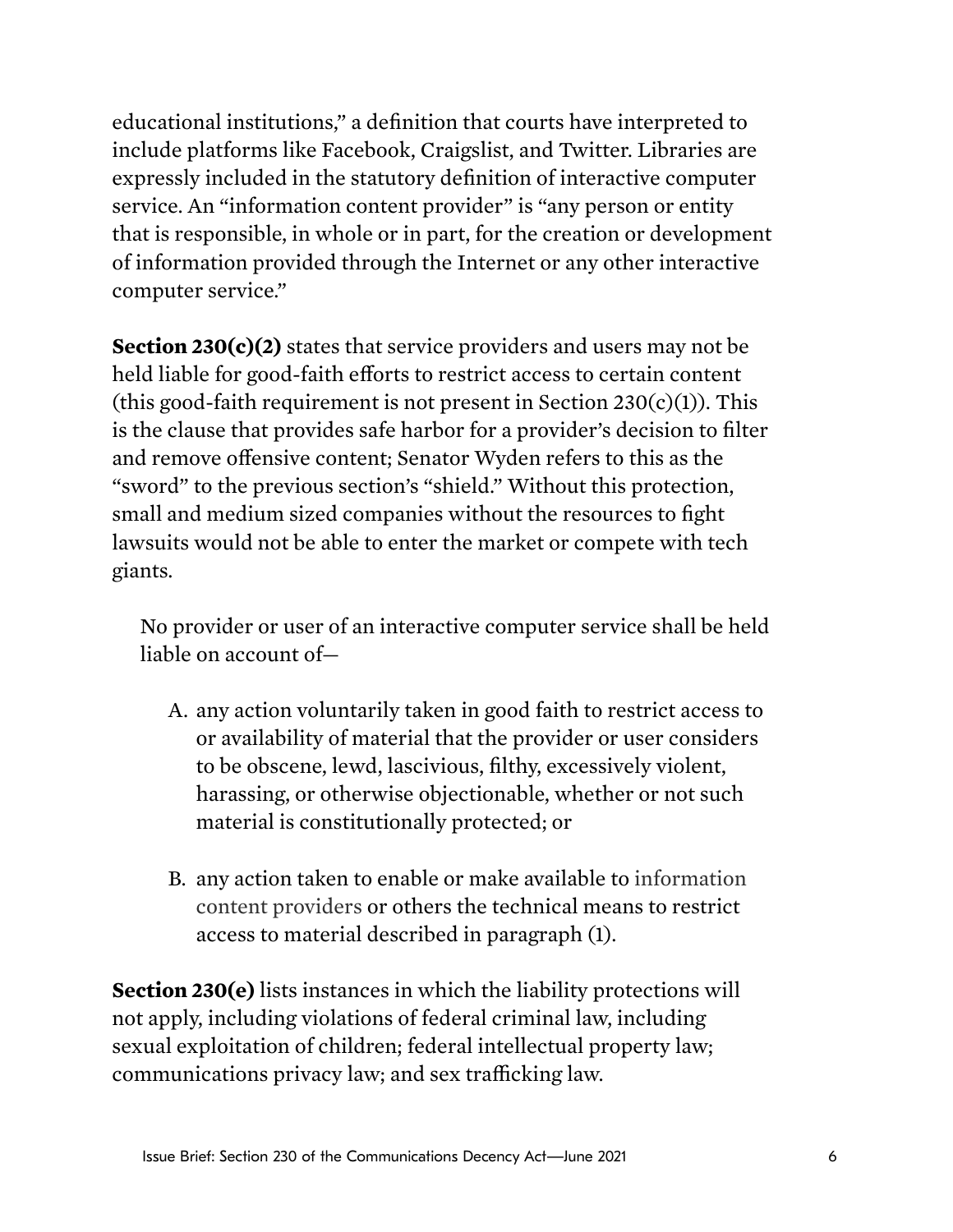educational institutions," a definition that courts have interpreted to include platforms like Facebook, Craigslist, and Twitter. Libraries are expressly included in the statutory definition of interactive computer service. An "information content provider" is "any person or entity that is responsible, in whole or in part, for the creation or development of information provided through the Internet or any other interactive computer service."

**Section 230(c)(2)** states that service providers and users may not be held liable for good-faith efforts to restrict access to certain content (this good-faith requirement is not present in Section 230(c)(1)). This is the clause that provides safe harbor for a provider's decision to filter and remove offensive content; Senator Wyden refers to this as the "sword" to the previous section's "shield." Without this protection, small and medium sized companies without the resources to fight lawsuits would not be able to enter the market or compete with tech giants.

> No provider or user of an interactive computer service shall be held liable on account of—
>
> A. any action voluntarily taken in good faith to restrict access to or availability of material that the provider or user considers to be obscene, lewd, lascivious, filthy, excessively violent, harassing, or otherwise objectionable, whether or not such material is constitutionally protected; or
>
> B. any action taken to enable or make available to information content providers or others the technical means to restrict access to material described in paragraph (1).

**Section 230(e)** lists instances in which the liability protections will not apply, including violations of federal criminal law, including sexual exploitation of children; federal intellectual property law; communications privacy law; and sex trafficking law.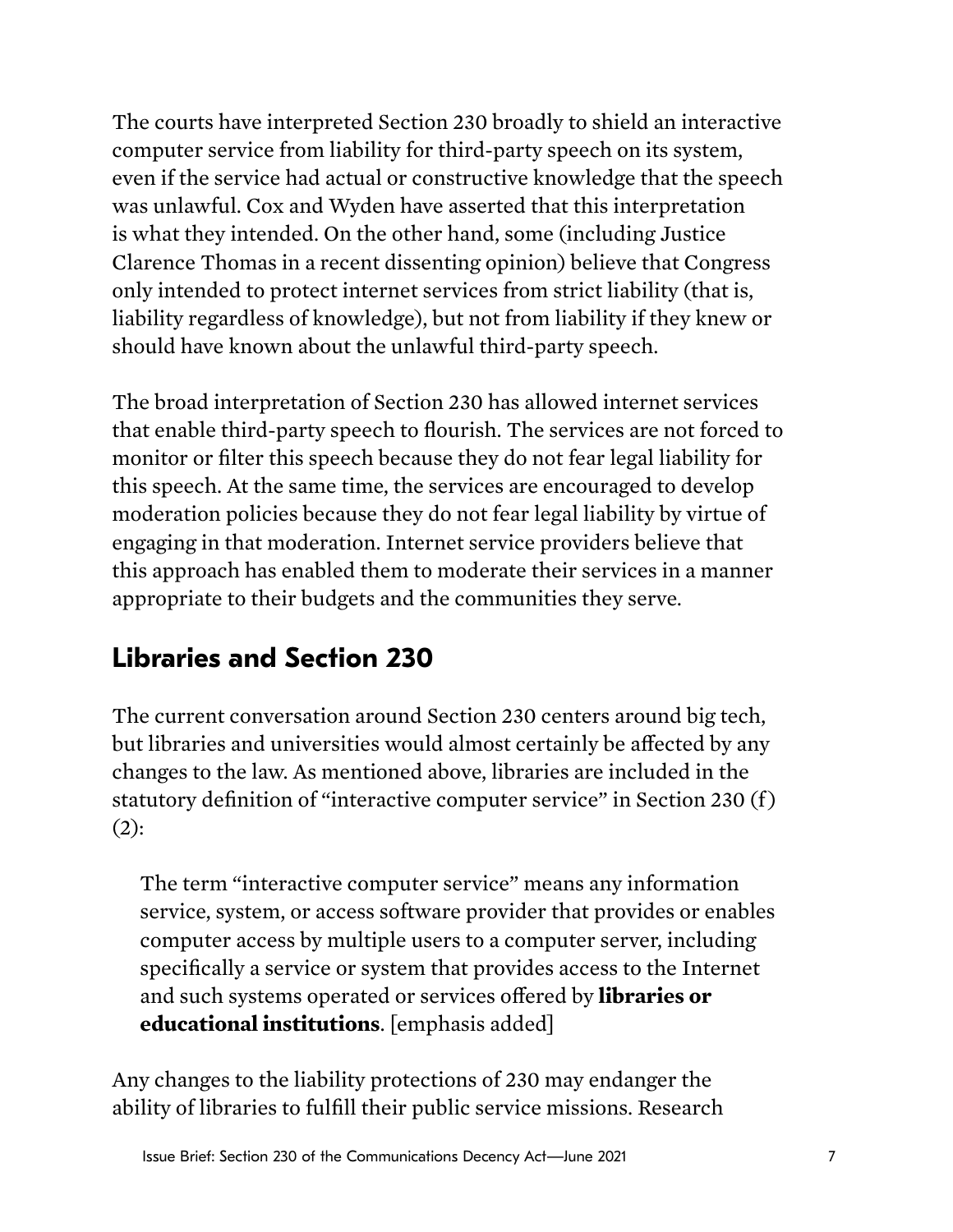The courts have interpreted Section 230 broadly to shield an interactive computer service from liability for third-party speech on its system, even if the service had actual or constructive knowledge that the speech was unlawful. Cox and Wyden have asserted that this interpretation is what they intended. On the other hand, some (including Justice Clarence Thomas in a recent dissenting opinion) believe that Congress only intended to protect internet services from strict liability (that is, liability regardless of knowledge), but not from liability if they knew or should have known about the unlawful third-party speech.

The broad interpretation of Section 230 has allowed internet services that enable third-party speech to flourish. The services are not forced to monitor or filter this speech because they do not fear legal liability for this speech. At the same time, the services are encouraged to develop moderation policies because they do not fear legal liability by virtue of engaging in that moderation. Internet service providers believe that this approach has enabled them to moderate their services in a manner appropriate to their budgets and the communities they serve.

## Libraries and Section 230

The current conversation around Section 230 centers around big tech, but libraries and universities would almost certainly be affected by any changes to the law. As mentioned above, libraries are included in the statutory definition of "interactive computer service" in Section 230 (f)(2):

> The term "interactive computer service" means any information service, system, or access software provider that provides or enables computer access by multiple users to a computer server, including specifically a service or system that provides access to the Internet and such systems operated or services offered by **libraries or educational institutions**. [emphasis added]

Any changes to the liability protections of 230 may endanger the ability of libraries to fulfill their public service missions. Research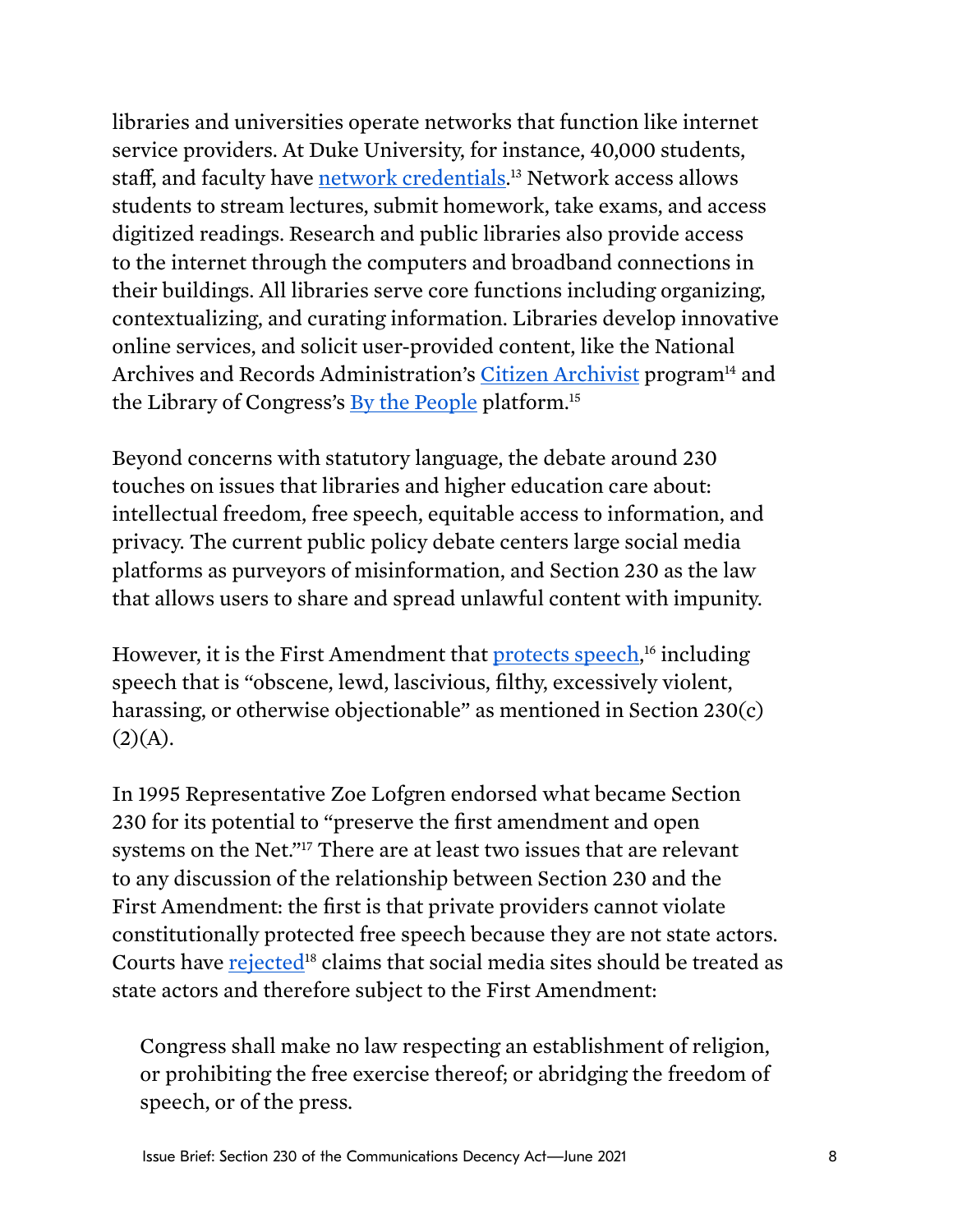libraries and universities operate networks that function like internet service providers. At Duke University, for instance, 40,000 students, staff, and faculty have network credentials.[13] Network access allows students to stream lectures, submit homework, take exams, and access digitized readings. Research and public libraries also provide access to the internet through the computers and broadband connections in their buildings. All libraries serve core functions including organizing, contextualizing, and curating information. Libraries develop innovative online services, and solicit user-provided content, like the National Archives and Records Administration's Citizen Archivist program[14] and the Library of Congress's By the People platform.[15]

Beyond concerns with statutory language, the debate around 230 touches on issues that libraries and higher education care about: intellectual freedom, free speech, equitable access to information, and privacy. The current public policy debate centers large social media platforms as purveyors of misinformation, and Section 230 as the law that allows users to share and spread unlawful content with impunity.

However, it is the First Amendment that protects speech,[16] including speech that is "obscene, lewd, lascivious, filthy, excessively violent, harassing, or otherwise objectionable" as mentioned in Section 230(c)(2)(A).

In 1995 Representative Zoe Lofgren endorsed what became Section 230 for its potential to "preserve the first amendment and open systems on the Net."[17] There are at least two issues that are relevant to any discussion of the relationship between Section 230 and the First Amendment: the first is that private providers cannot violate constitutionally protected free speech because they are not state actors. Courts have rejected[18] claims that social media sites should be treated as state actors and therefore subject to the First Amendment:

> Congress shall make no law respecting an establishment of religion, or prohibiting the free exercise thereof; or abridging the freedom of speech, or of the press.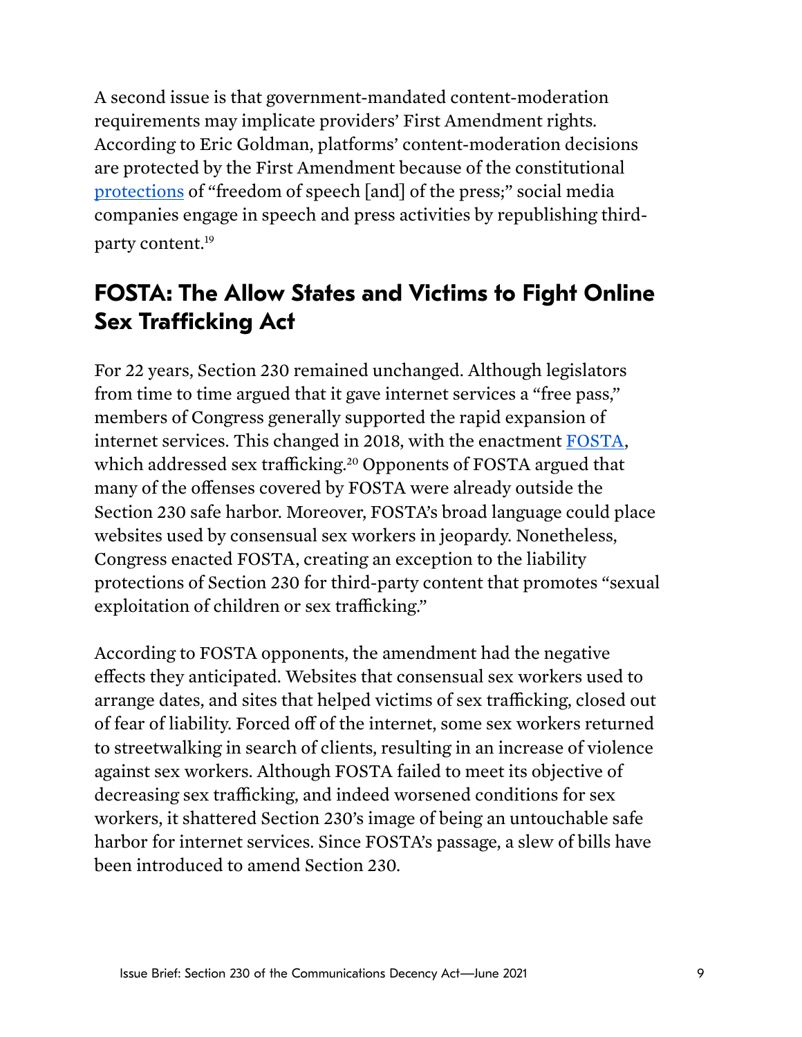A second issue is that government-mandated content-moderation requirements may implicate providers' First Amendment rights. According to Eric Goldman, platforms' content-moderation decisions are protected by the First Amendment because of the constitutional protections of "freedom of speech [and] of the press;" social media companies engage in speech and press activities by republishing third-party content.[19]

## FOSTA: The Allow States and Victims to Fight Online Sex Trafficking Act

For 22 years, Section 230 remained unchanged. Although legislators from time to time argued that it gave internet services a "free pass," members of Congress generally supported the rapid expansion of internet services. This changed in 2018, with the enactment FOSTA, which addressed sex trafficking.[20] Opponents of FOSTA argued that many of the offenses covered by FOSTA were already outside the Section 230 safe harbor. Moreover, FOSTA's broad language could place websites used by consensual sex workers in jeopardy. Nonetheless, Congress enacted FOSTA, creating an exception to the liability protections of Section 230 for third-party content that promotes "sexual exploitation of children or sex trafficking."

According to FOSTA opponents, the amendment had the negative effects they anticipated. Websites that consensual sex workers used to arrange dates, and sites that helped victims of sex trafficking, closed out of fear of liability. Forced off of the internet, some sex workers returned to streetwalking in search of clients, resulting in an increase of violence against sex workers. Although FOSTA failed to meet its objective of decreasing sex trafficking, and indeed worsened conditions for sex workers, it shattered Section 230's image of being an untouchable safe harbor for internet services. Since FOSTA's passage, a slew of bills have been introduced to amend Section 230.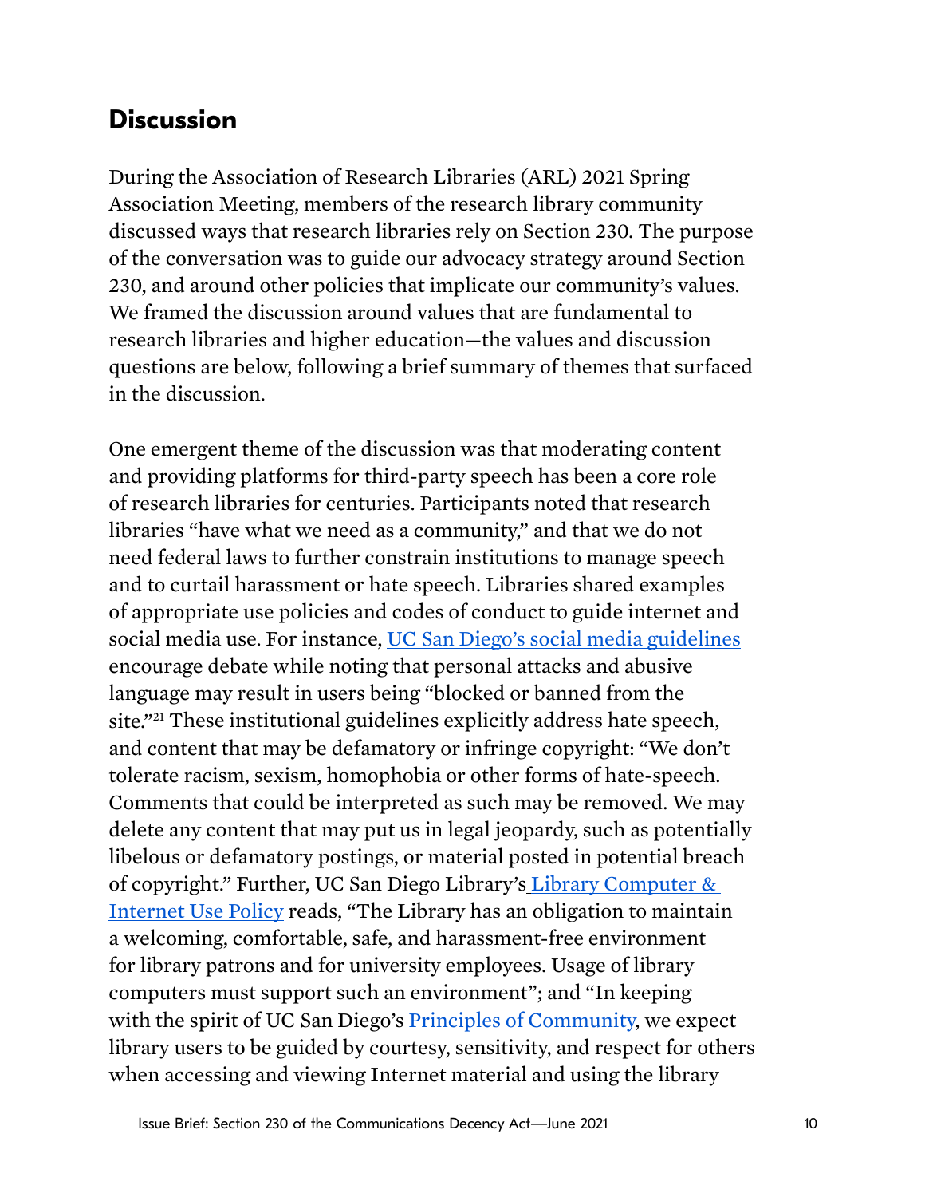## Discussion

During the Association of Research Libraries (ARL) 2021 Spring Association Meeting, members of the research library community discussed ways that research libraries rely on Section 230. The purpose of the conversation was to guide our advocacy strategy around Section 230, and around other policies that implicate our community's values. We framed the discussion around values that are fundamental to research libraries and higher education—the values and discussion questions are below, following a brief summary of themes that surfaced in the discussion.

One emergent theme of the discussion was that moderating content and providing platforms for third-party speech has been a core role of research libraries for centuries. Participants noted that research libraries "have what we need as a community," and that we do not need federal laws to further constrain institutions to manage speech and to curtail harassment or hate speech. Libraries shared examples of appropriate use policies and codes of conduct to guide internet and social media use. For instance, UC San Diego's social media guidelines encourage debate while noting that personal attacks and abusive language may result in users being "blocked or banned from the site."[21] These institutional guidelines explicitly address hate speech, and content that may be defamatory or infringe copyright: "We don't tolerate racism, sexism, homophobia or other forms of hate-speech. Comments that could be interpreted as such may be removed. We may delete any content that may put us in legal jeopardy, such as potentially libelous or defamatory postings, or material posted in potential breach of copyright." Further, UC San Diego Library's Library Computer & Internet Use Policy reads, "The Library has an obligation to maintain a welcoming, comfortable, safe, and harassment-free environment for library patrons and for university employees. Usage of library computers must support such an environment"; and "In keeping with the spirit of UC San Diego's Principles of Community, we expect library users to be guided by courtesy, sensitivity, and respect for others when accessing and viewing Internet material and using the library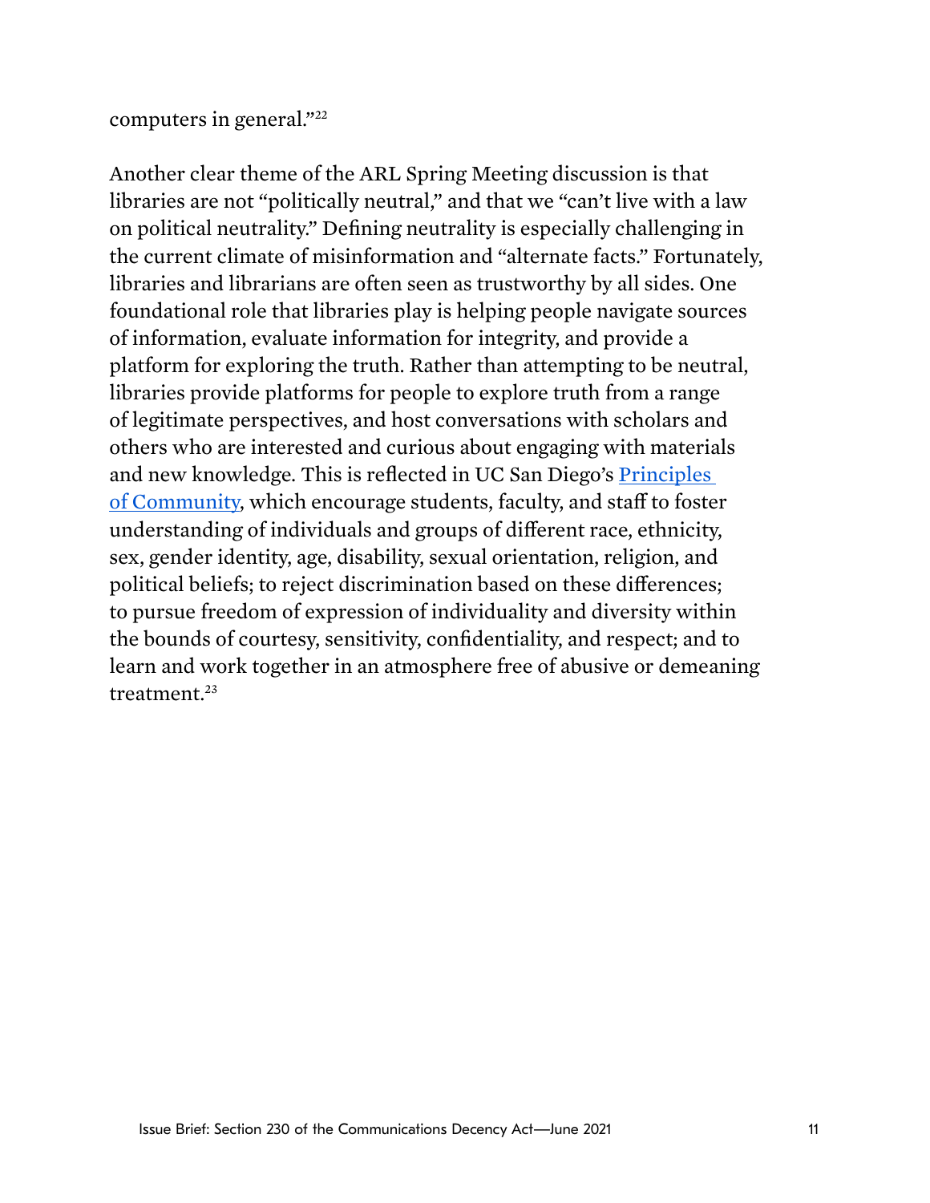computers in general."[22]

Another clear theme of the ARL Spring Meeting discussion is that libraries are not "politically neutral," and that we "can't live with a law on political neutrality." Defining neutrality is especially challenging in the current climate of misinformation and "alternate facts." Fortunately, libraries and librarians are often seen as trustworthy by all sides. One foundational role that libraries play is helping people navigate sources of information, evaluate information for integrity, and provide a platform for exploring the truth. Rather than attempting to be neutral, libraries provide platforms for people to explore truth from a range of legitimate perspectives, and host conversations with scholars and others who are interested and curious about engaging with materials and new knowledge. This is reflected in UC San Diego's Principles of Community, which encourage students, faculty, and staff to foster understanding of individuals and groups of different race, ethnicity, sex, gender identity, age, disability, sexual orientation, religion, and political beliefs; to reject discrimination based on these differences; to pursue freedom of expression of individuality and diversity within the bounds of courtesy, sensitivity, confidentiality, and respect; and to learn and work together in an atmosphere free of abusive or demeaning treatment.[23]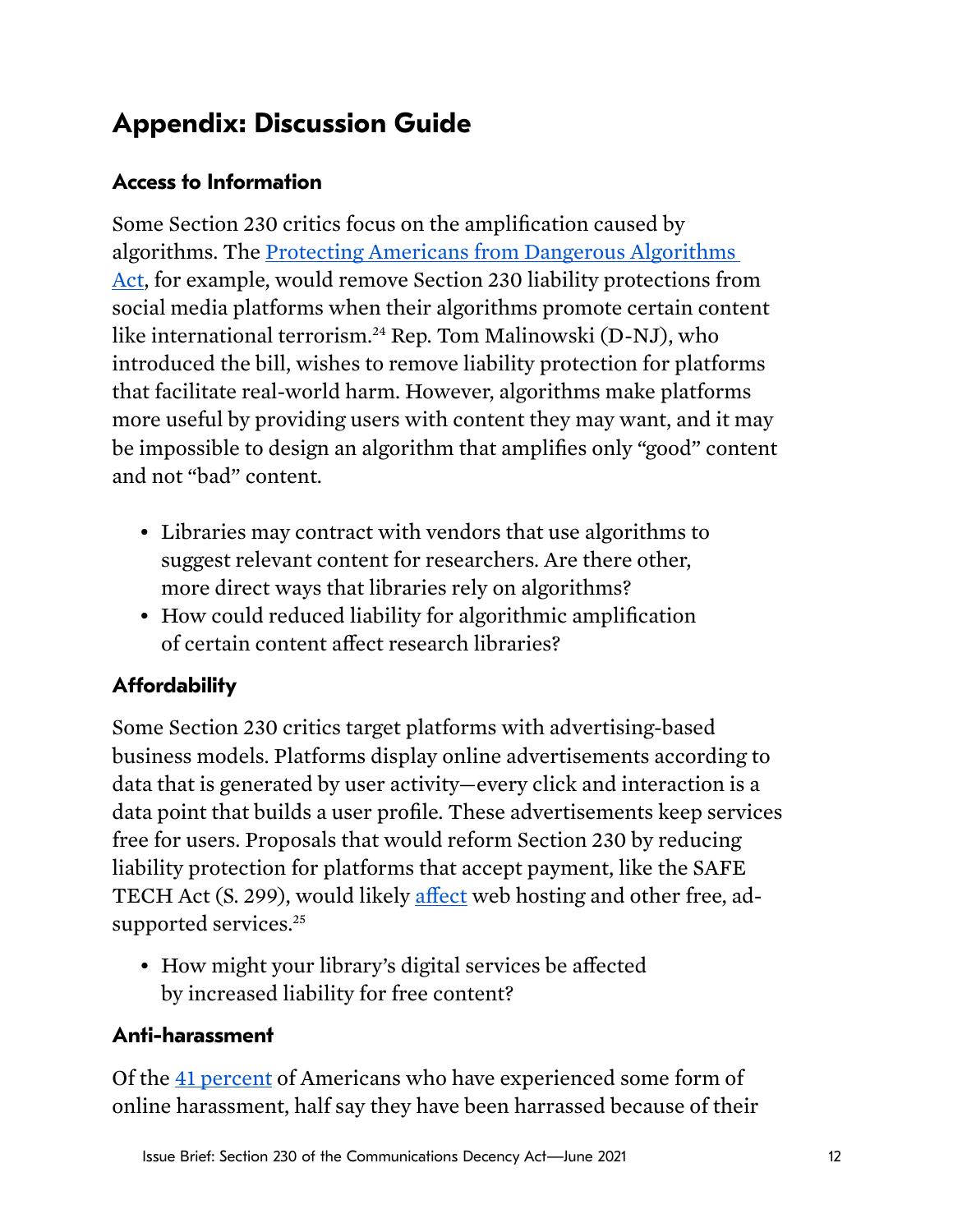# Appendix: Discussion Guide

### Access to Information

Some Section 230 critics focus on the amplification caused by algorithms. The Protecting Americans from Dangerous Algorithms Act, for example, would remove Section 230 liability protections from social media platforms when their algorithms promote certain content like international terrorism.[24] Rep. Tom Malinowski (D-NJ), who introduced the bill, wishes to remove liability protection for platforms that facilitate real-world harm. However, algorithms make platforms more useful by providing users with content they may want, and it may be impossible to design an algorithm that amplifies only "good" content and not "bad" content.

- Libraries may contract with vendors that use algorithms to suggest relevant content for researchers. Are there other, more direct ways that libraries rely on algorithms?
- How could reduced liability for algorithmic amplification of certain content affect research libraries?

### Affordability

Some Section 230 critics target platforms with advertising-based business models. Platforms display online advertisements according to data that is generated by user activity—every click and interaction is a data point that builds a user profile. These advertisements keep services free for users. Proposals that would reform Section 230 by reducing liability protection for platforms that accept payment, like the SAFE TECH Act (S. 299), would likely affect web hosting and other free, ad-supported services.[25]

- How might your library's digital services be affected by increased liability for free content?

### Anti-harassment

Of the 41 percent of Americans who have experienced some form of online harassment, half say they have been harrassed because of their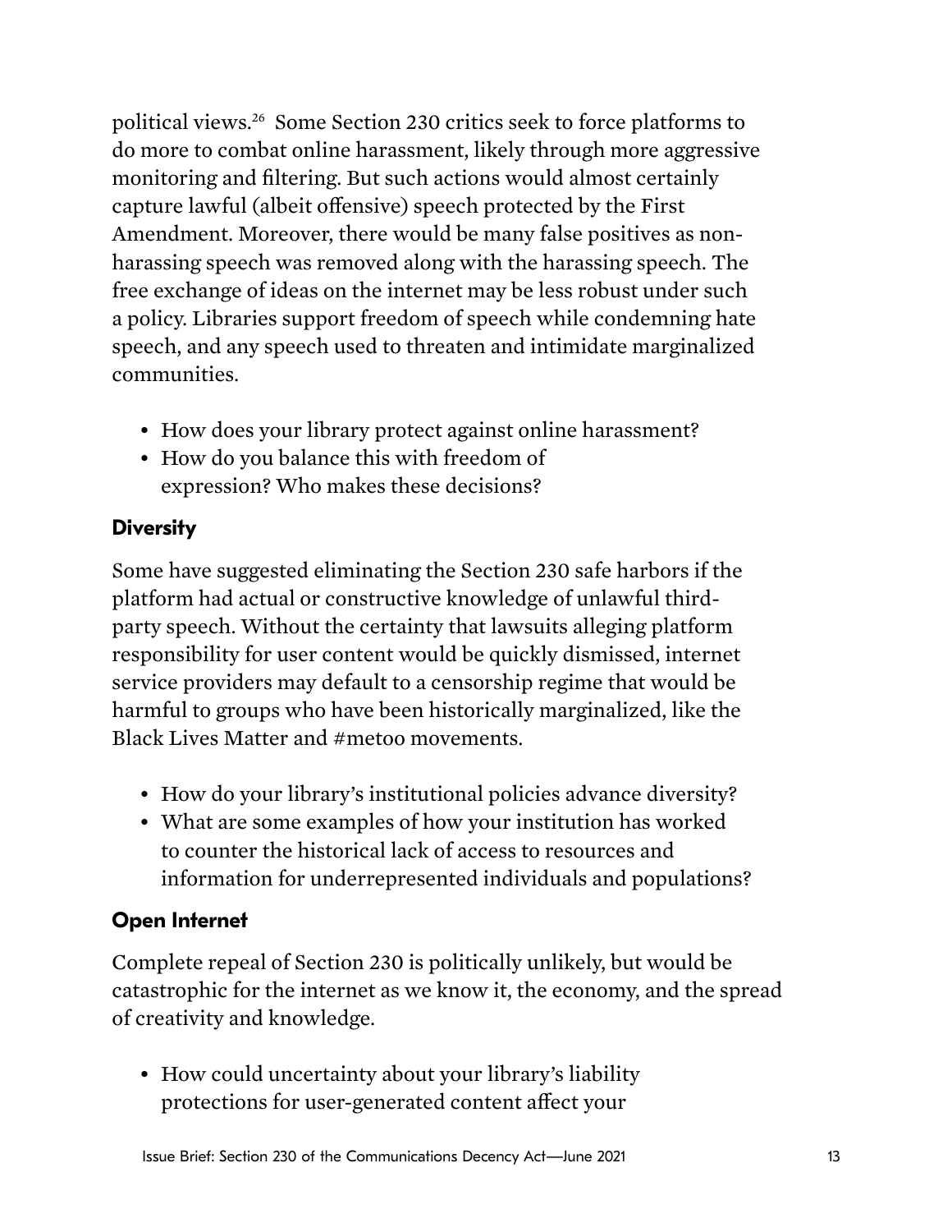political views.[26] Some Section 230 critics seek to force platforms to do more to combat online harassment, likely through more aggressive monitoring and filtering. But such actions would almost certainly capture lawful (albeit offensive) speech protected by the First Amendment. Moreover, there would be many false positives as non-harassing speech was removed along with the harassing speech. The free exchange of ideas on the internet may be less robust under such a policy. Libraries support freedom of speech while condemning hate speech, and any speech used to threaten and intimidate marginalized communities.

- How does your library protect against online harassment?
- How do you balance this with freedom of expression? Who makes these decisions?

### Diversity

Some have suggested eliminating the Section 230 safe harbors if the platform had actual or constructive knowledge of unlawful third-party speech. Without the certainty that lawsuits alleging platform responsibility for user content would be quickly dismissed, internet service providers may default to a censorship regime that would be harmful to groups who have been historically marginalized, like the Black Lives Matter and #metoo movements.

- How do your library's institutional policies advance diversity?
- What are some examples of how your institution has worked to counter the historical lack of access to resources and information for underrepresented individuals and populations?

### Open Internet

Complete repeal of Section 230 is politically unlikely, but would be catastrophic for the internet as we know it, the economy, and the spread of creativity and knowledge.

- How could uncertainty about your library's liability protections for user-generated content affect your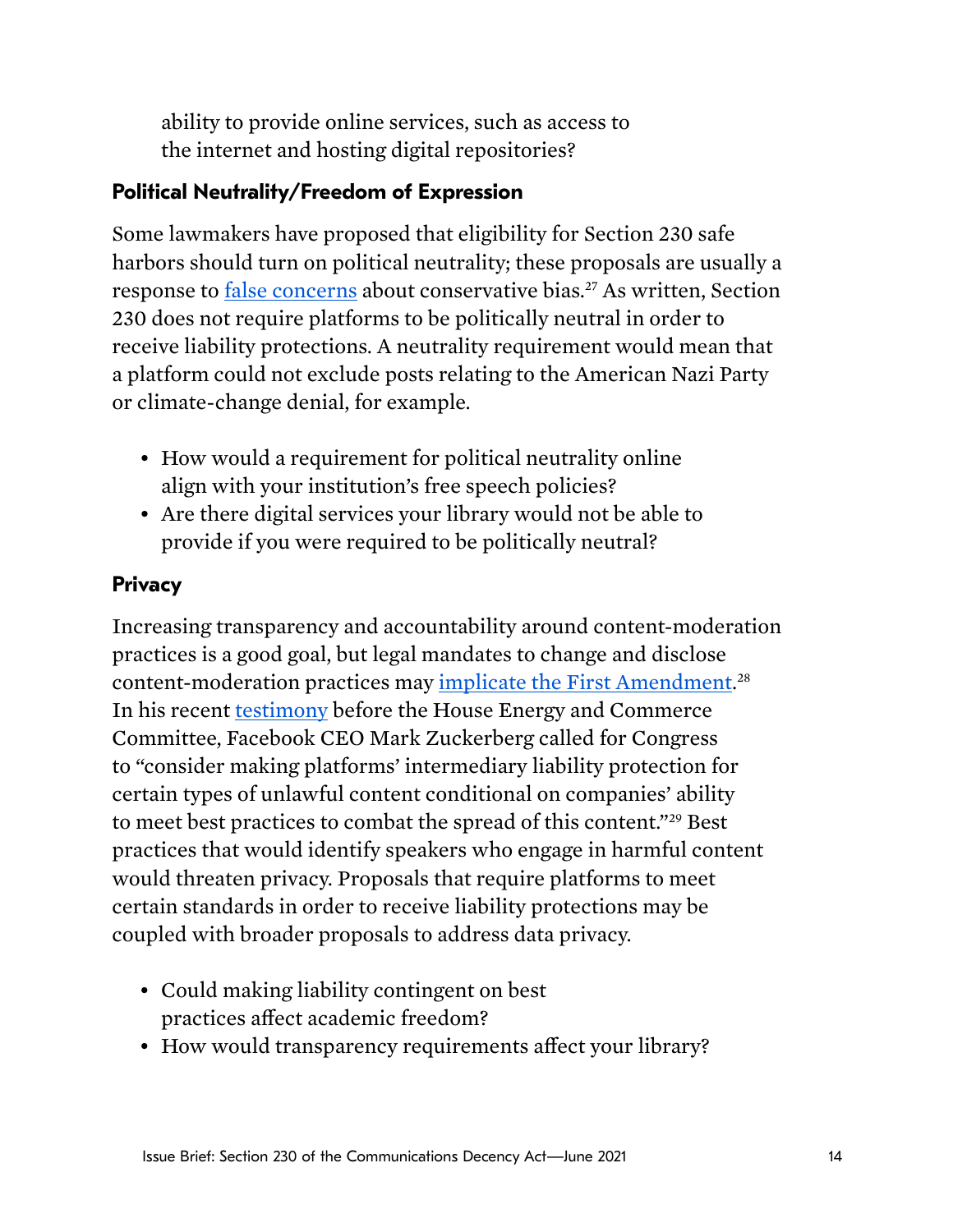ability to provide online services, such as access to the internet and hosting digital repositories?

### Political Neutrality/Freedom of Expression

Some lawmakers have proposed that eligibility for Section 230 safe harbors should turn on political neutrality; these proposals are usually a response to false concerns about conservative bias.[27] As written, Section 230 does not require platforms to be politically neutral in order to receive liability protections. A neutrality requirement would mean that a platform could not exclude posts relating to the American Nazi Party or climate-change denial, for example.

- How would a requirement for political neutrality online align with your institution's free speech policies?
- Are there digital services your library would not be able to provide if you were required to be politically neutral?

### Privacy

Increasing transparency and accountability around content-moderation practices is a good goal, but legal mandates to change and disclose content-moderation practices may implicate the First Amendment.[28] In his recent testimony before the House Energy and Commerce Committee, Facebook CEO Mark Zuckerberg called for Congress to "consider making platforms' intermediary liability protection for certain types of unlawful content conditional on companies' ability to meet best practices to combat the spread of this content."[29] Best practices that would identify speakers who engage in harmful content would threaten privacy. Proposals that require platforms to meet certain standards in order to receive liability protections may be coupled with broader proposals to address data privacy.

- Could making liability contingent on best practices affect academic freedom?
- How would transparency requirements affect your library?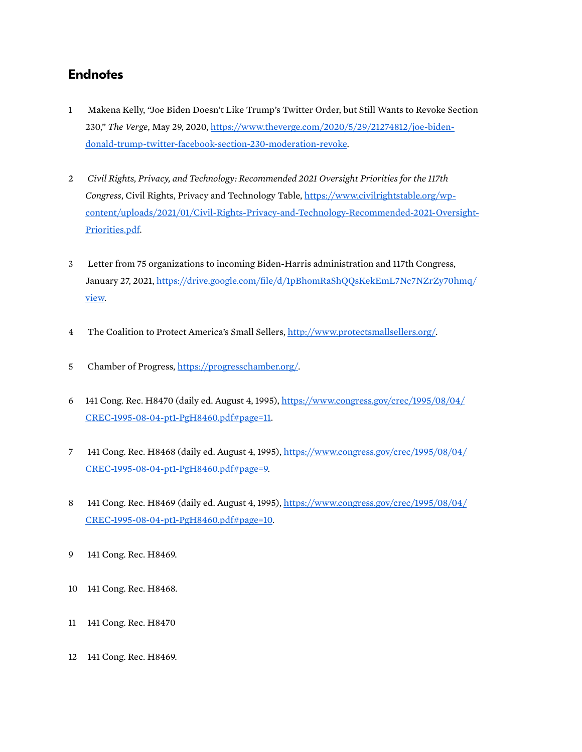## Endnotes

1. Makena Kelly, "Joe Biden Doesn't Like Trump's Twitter Order, but Still Wants to Revoke Section 230," *The Verge*, May 29, 2020, https://www.theverge.com/2020/5/29/21274812/joe-biden-donald-trump-twitter-facebook-section-230-moderation-revoke.

2. *Civil Rights, Privacy, and Technology: Recommended 2021 Oversight Priorities for the 117th Congress*, Civil Rights, Privacy and Technology Table, https://www.civilrightstable.org/wp-content/uploads/2021/01/Civil-Rights-Privacy-and-Technology-Recommended-2021-Oversight-Priorities.pdf.

3. Letter from 75 organizations to incoming Biden-Harris administration and 117th Congress, January 27, 2021, https://drive.google.com/file/d/1pBhomRaShQQsKekEmL7Nc7NZrZy70hmq/view.

4. The Coalition to Protect America's Small Sellers, http://www.protectsmallsellers.org/.

5. Chamber of Progress, https://progresschamber.org/.

6. 141 Cong. Rec. H8470 (daily ed. August 4, 1995), https://www.congress.gov/crec/1995/08/04/CREC-1995-08-04-pt1-PgH8460.pdf#page=11.

7. 141 Cong. Rec. H8468 (daily ed. August 4, 1995), https://www.congress.gov/crec/1995/08/04/CREC-1995-08-04-pt1-PgH8460.pdf#page=9.

8. 141 Cong. Rec. H8469 (daily ed. August 4, 1995), https://www.congress.gov/crec/1995/08/04/CREC-1995-08-04-pt1-PgH8460.pdf#page=10.

9. 141 Cong. Rec. H8469.

10. 141 Cong. Rec. H8468.

11. 141 Cong. Rec. H8470

12. 141 Cong. Rec. H8469.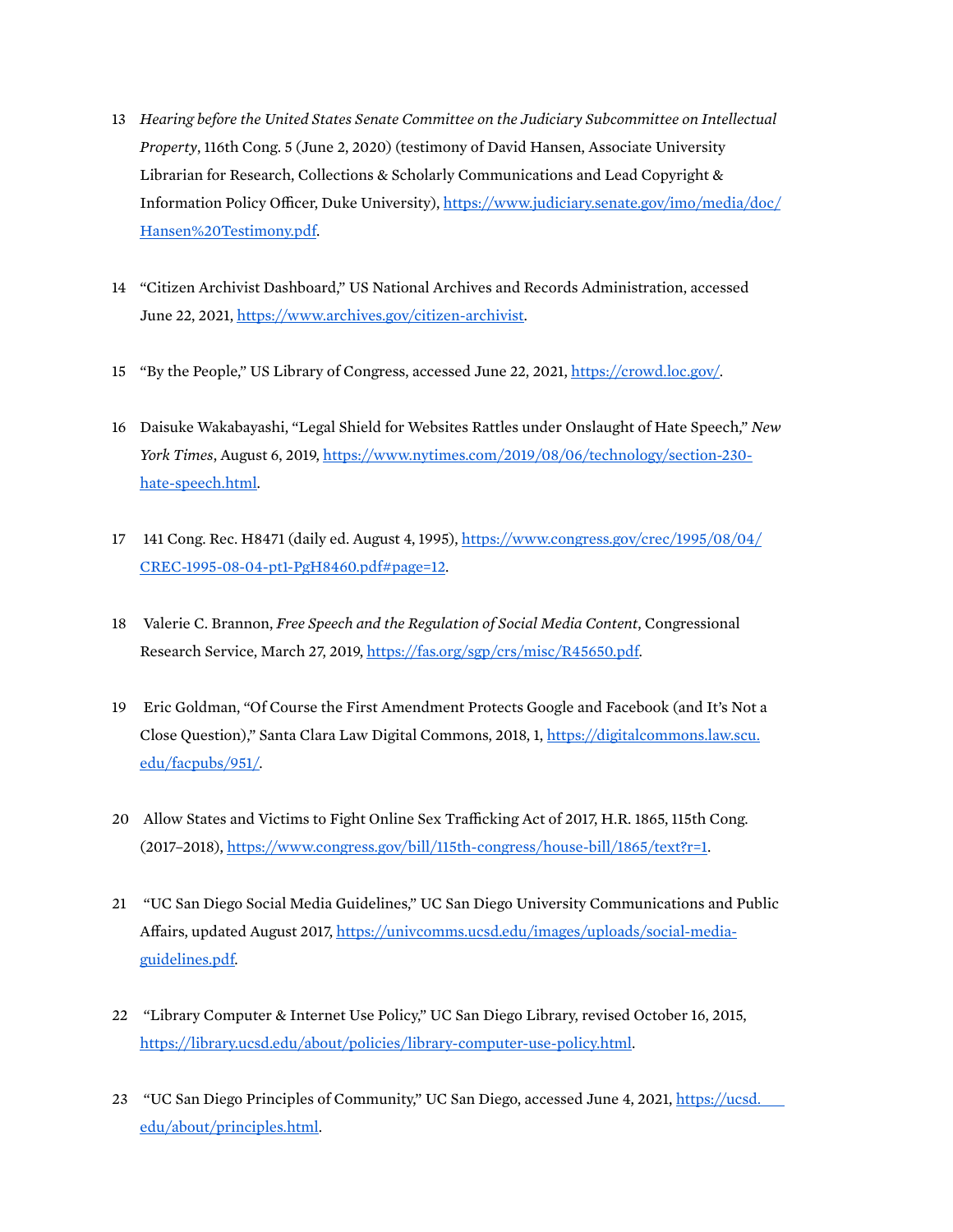13 *Hearing before the United States Senate Committee on the Judiciary Subcommittee on Intellectual Property*, 116th Cong. 5 (June 2, 2020) (testimony of David Hansen, Associate University Librarian for Research, Collections & Scholarly Communications and Lead Copyright & Information Policy Officer, Duke University), https://www.judiciary.senate.gov/imo/media/doc/Hansen%20Testimony.pdf.

14 "Citizen Archivist Dashboard," US National Archives and Records Administration, accessed June 22, 2021, https://www.archives.gov/citizen-archivist.

15 "By the People," US Library of Congress, accessed June 22, 2021, https://crowd.loc.gov/.

16 Daisuke Wakabayashi, "Legal Shield for Websites Rattles under Onslaught of Hate Speech," *New York Times*, August 6, 2019, https://www.nytimes.com/2019/08/06/technology/section-230-hate-speech.html.

17 141 Cong. Rec. H8471 (daily ed. August 4, 1995), https://www.congress.gov/crec/1995/08/04/CREC-1995-08-04-pt1-PgH8460.pdf#page=12.

18 Valerie C. Brannon, *Free Speech and the Regulation of Social Media Content*, Congressional Research Service, March 27, 2019, https://fas.org/sgp/crs/misc/R45650.pdf.

19 Eric Goldman, "Of Course the First Amendment Protects Google and Facebook (and It's Not a Close Question)," Santa Clara Law Digital Commons, 2018, 1, https://digitalcommons.law.scu.edu/facpubs/951/.

20 Allow States and Victims to Fight Online Sex Trafficking Act of 2017, H.R. 1865, 115th Cong. (2017–2018), https://www.congress.gov/bill/115th-congress/house-bill/1865/text?r=1.

21 "UC San Diego Social Media Guidelines," UC San Diego University Communications and Public Affairs, updated August 2017, https://univcomms.ucsd.edu/images/uploads/social-media-guidelines.pdf.

22 "Library Computer & Internet Use Policy," UC San Diego Library, revised October 16, 2015, https://library.ucsd.edu/about/policies/library-computer-use-policy.html.

23 "UC San Diego Principles of Community," UC San Diego, accessed June 4, 2021, https://ucsd.edu/about/principles.html.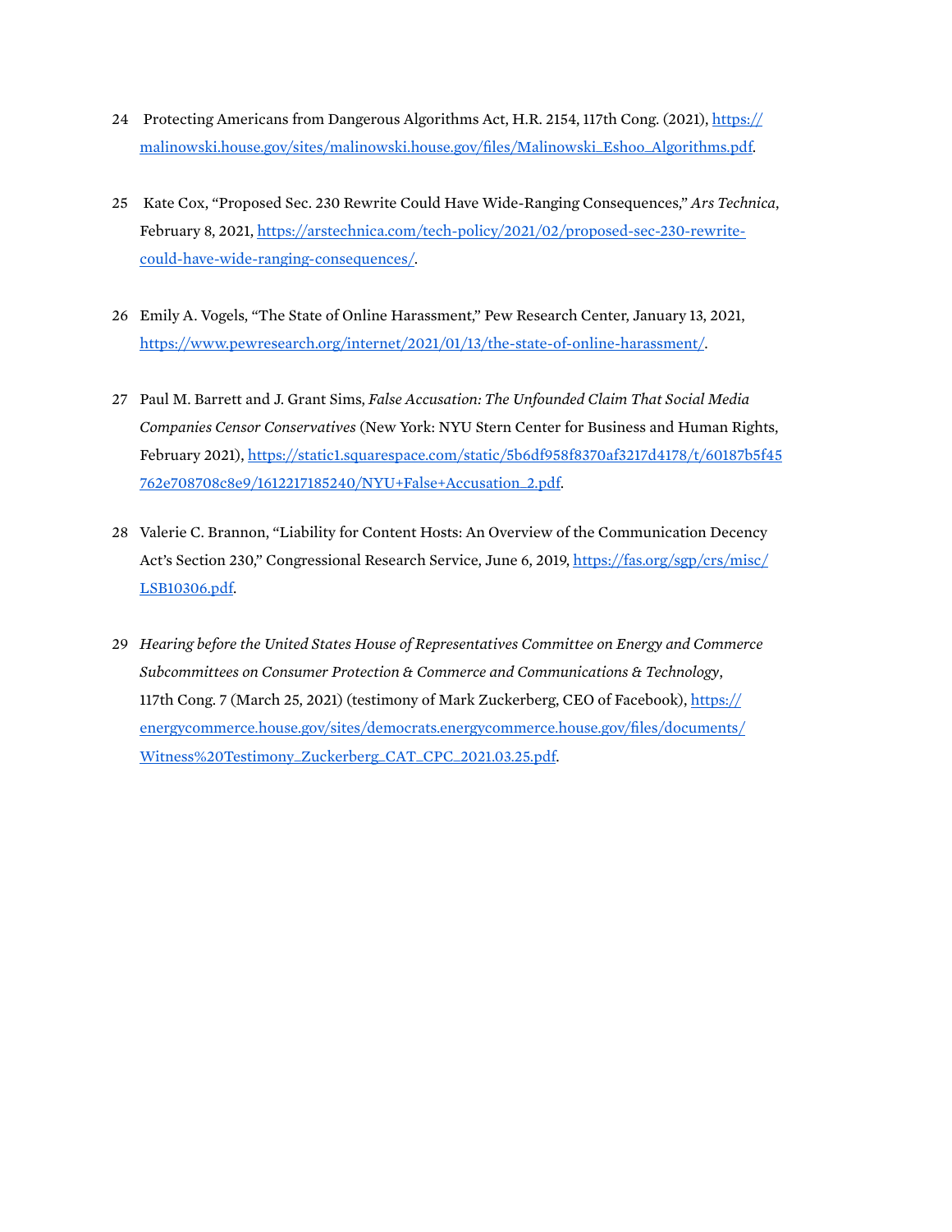24 Protecting Americans from Dangerous Algorithms Act, H.R. 2154, 117th Cong. (2021), https://malinowski.house.gov/sites/malinowski.house.gov/files/Malinowski_Eshoo_Algorithms.pdf.

25 Kate Cox, "Proposed Sec. 230 Rewrite Could Have Wide-Ranging Consequences," *Ars Technica*, February 8, 2021, https://arstechnica.com/tech-policy/2021/02/proposed-sec-230-rewrite-could-have-wide-ranging-consequences/.

26 Emily A. Vogels, "The State of Online Harassment," Pew Research Center, January 13, 2021, https://www.pewresearch.org/internet/2021/01/13/the-state-of-online-harassment/.

27 Paul M. Barrett and J. Grant Sims, *False Accusation: The Unfounded Claim That Social Media Companies Censor Conservatives* (New York: NYU Stern Center for Business and Human Rights, February 2021), https://static1.squarespace.com/static/5b6df958f8370af3217d4178/t/60187b5f45762e708708c8e9/1612217185240/NYU+False+Accusation_2.pdf.

28 Valerie C. Brannon, "Liability for Content Hosts: An Overview of the Communication Decency Act's Section 230," Congressional Research Service, June 6, 2019, https://fas.org/sgp/crs/misc/LSB10306.pdf.

29 *Hearing before the United States House of Representatives Committee on Energy and Commerce Subcommittees on Consumer Protection & Commerce and Communications & Technology*, 117th Cong. 7 (March 25, 2021) (testimony of Mark Zuckerberg, CEO of Facebook), https://energycommerce.house.gov/sites/democrats.energycommerce.house.gov/files/documents/Witness%20Testimony_Zuckerberg_CAT_CPC_2021.03.25.pdf.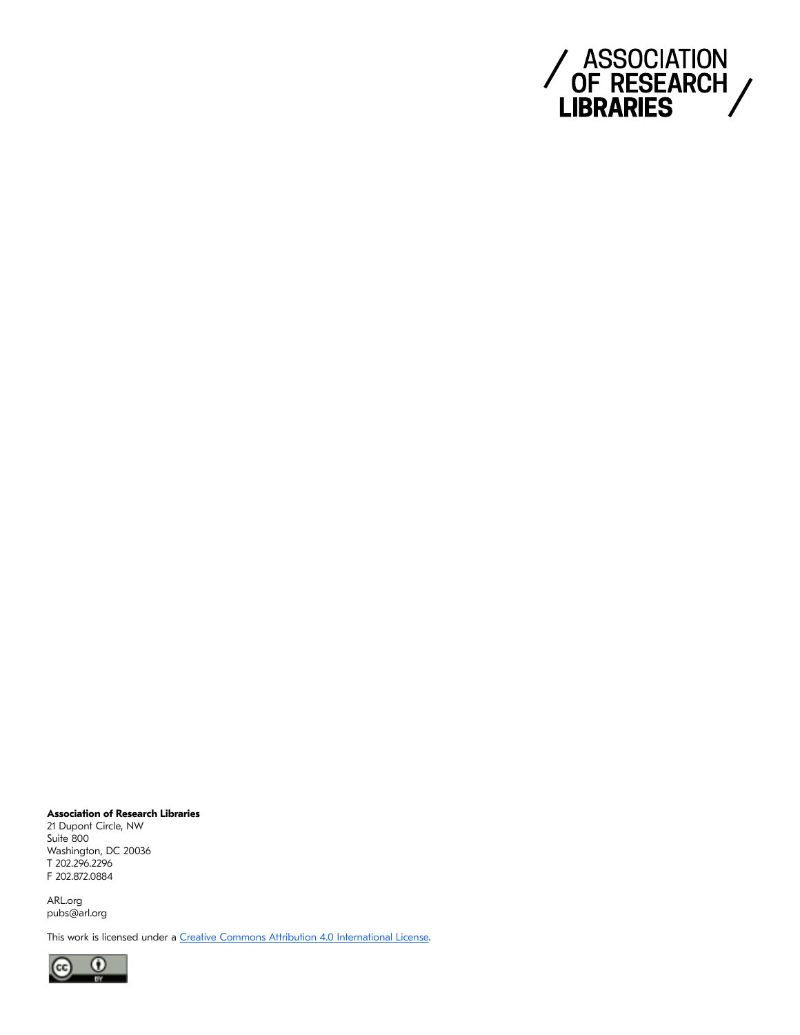ASSOCIATION OF RESEARCH LIBRARIES

**Association of Research Libraries**
21 Dupont Circle, NW
Suite 800
Washington, DC 20036
T 202.296.2296
F 202.872.0884

ARL.org
pubs@arl.org

This work is licensed under a [Creative Commons Attribution 4.0 International License](https://creativecommons.org/licenses/by/4.0/).